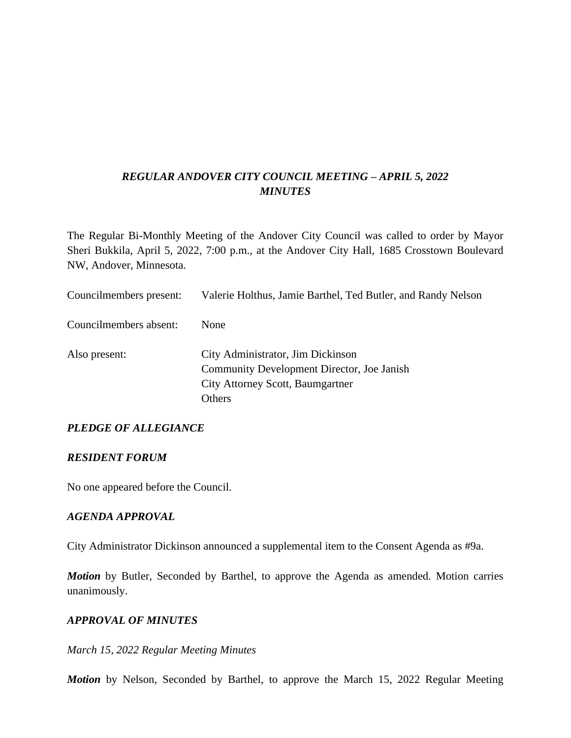***REGULAR ANDOVER CITY COUNCIL MEETING – APRIL 5, 2022***
***MINUTES***

The Regular Bi-Monthly Meeting of the Andover City Council was called to order by Mayor Sheri Bukkila, April 5, 2022, 7:00 p.m., at the Andover City Hall, 1685 Crosstown Boulevard NW, Andover, Minnesota.

Councilmembers present: Valerie Holthus, Jamie Barthel, Ted Butler, and Randy Nelson

Councilmembers absent: None

Also present: City Administrator, Jim Dickinson
Community Development Director, Joe Janish
City Attorney Scott, Baumgartner
Others

***PLEDGE OF ALLEGIANCE***

***RESIDENT FORUM***

No one appeared before the Council.

***AGENDA APPROVAL***

City Administrator Dickinson announced a supplemental item to the Consent Agenda as #9a.

***Motion*** by Butler, Seconded by Barthel, to approve the Agenda as amended. Motion carries unanimously.

***APPROVAL OF MINUTES***

*March 15, 2022 Regular Meeting Minutes*

***Motion*** by Nelson, Seconded by Barthel, to approve the March 15, 2022 Regular Meeting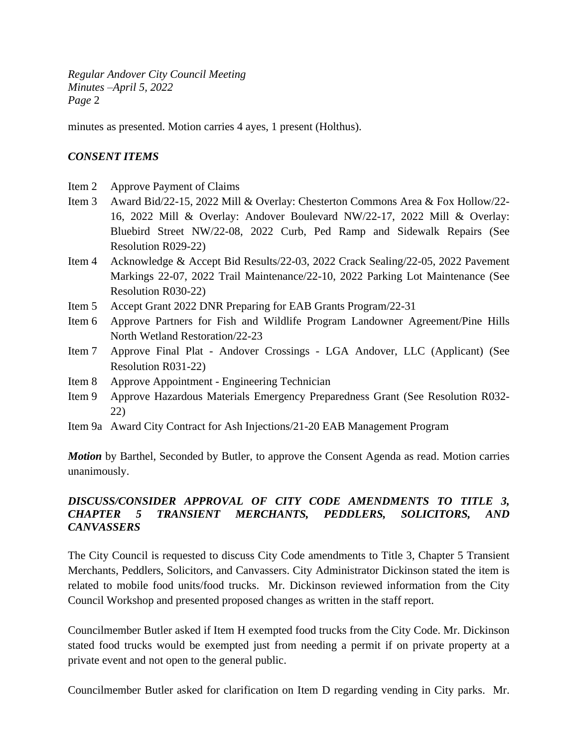minutes as presented. Motion carries 4 ayes, 1 present (Holthus).

### *CONSENT ITEMS*

- Item 2 Approve Payment of Claims
- Item 3 Award Bid/22-15, 2022 Mill & Overlay: Chesterton Commons Area & Fox Hollow/22-16, 2022 Mill & Overlay: Andover Boulevard NW/22-17, 2022 Mill & Overlay: Bluebird Street NW/22-08, 2022 Curb, Ped Ramp and Sidewalk Repairs (See Resolution R029-22)
- Item 4 Acknowledge & Accept Bid Results/22-03, 2022 Crack Sealing/22-05, 2022 Pavement Markings 22-07, 2022 Trail Maintenance/22-10, 2022 Parking Lot Maintenance (See Resolution R030-22)
- Item 5 Accept Grant 2022 DNR Preparing for EAB Grants Program/22-31
- Item 6 Approve Partners for Fish and Wildlife Program Landowner Agreement/Pine Hills North Wetland Restoration/22-23
- Item 7 Approve Final Plat - Andover Crossings - LGA Andover, LLC (Applicant) (See Resolution R031-22)
- Item 8 Approve Appointment - Engineering Technician
- Item 9 Approve Hazardous Materials Emergency Preparedness Grant (See Resolution R032-22)
- Item 9a Award City Contract for Ash Injections/21-20 EAB Management Program

***Motion*** by Barthel, Seconded by Butler, to approve the Consent Agenda as read. Motion carries unanimously.

### *DISCUSS/CONSIDER APPROVAL OF CITY CODE AMENDMENTS TO TITLE 3, CHAPTER 5 TRANSIENT MERCHANTS, PEDDLERS, SOLICITORS, AND CANVASSERS*

The City Council is requested to discuss City Code amendments to Title 3, Chapter 5 Transient Merchants, Peddlers, Solicitors, and Canvassers. City Administrator Dickinson stated the item is related to mobile food units/food trucks. Mr. Dickinson reviewed information from the City Council Workshop and presented proposed changes as written in the staff report.

Councilmember Butler asked if Item H exempted food trucks from the City Code. Mr. Dickinson stated food trucks would be exempted just from needing a permit if on private property at a private event and not open to the general public.

Councilmember Butler asked for clarification on Item D regarding vending in City parks. Mr.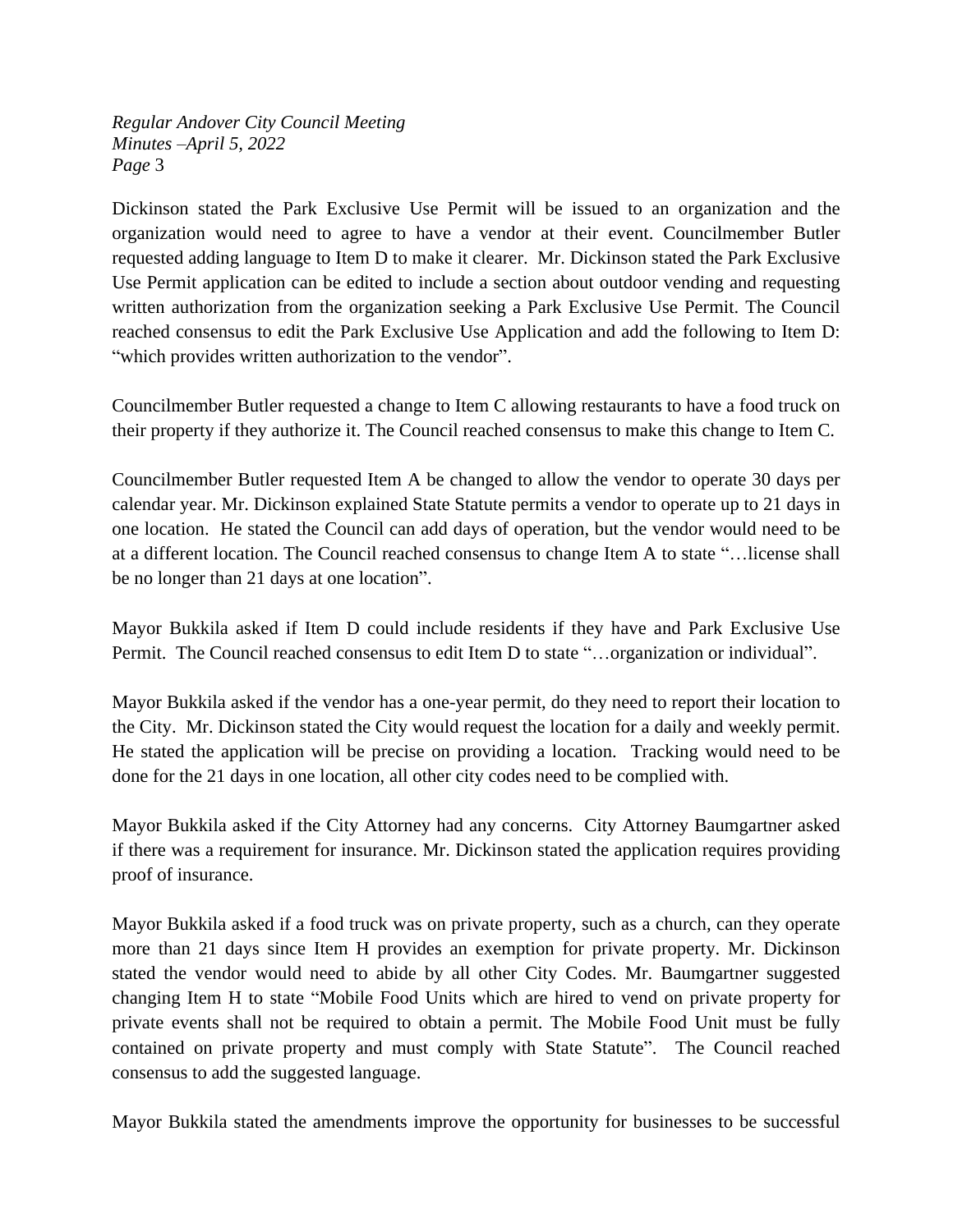Dickinson stated the Park Exclusive Use Permit will be issued to an organization and the organization would need to agree to have a vendor at their event. Councilmember Butler requested adding language to Item D to make it clearer. Mr. Dickinson stated the Park Exclusive Use Permit application can be edited to include a section about outdoor vending and requesting written authorization from the organization seeking a Park Exclusive Use Permit. The Council reached consensus to edit the Park Exclusive Use Application and add the following to Item D: "which provides written authorization to the vendor".

Councilmember Butler requested a change to Item C allowing restaurants to have a food truck on their property if they authorize it. The Council reached consensus to make this change to Item C.

Councilmember Butler requested Item A be changed to allow the vendor to operate 30 days per calendar year. Mr. Dickinson explained State Statute permits a vendor to operate up to 21 days in one location. He stated the Council can add days of operation, but the vendor would need to be at a different location. The Council reached consensus to change Item A to state "…license shall be no longer than 21 days at one location".

Mayor Bukkila asked if Item D could include residents if they have and Park Exclusive Use Permit. The Council reached consensus to edit Item D to state "…organization or individual".

Mayor Bukkila asked if the vendor has a one-year permit, do they need to report their location to the City. Mr. Dickinson stated the City would request the location for a daily and weekly permit. He stated the application will be precise on providing a location. Tracking would need to be done for the 21 days in one location, all other city codes need to be complied with.

Mayor Bukkila asked if the City Attorney had any concerns. City Attorney Baumgartner asked if there was a requirement for insurance. Mr. Dickinson stated the application requires providing proof of insurance.

Mayor Bukkila asked if a food truck was on private property, such as a church, can they operate more than 21 days since Item H provides an exemption for private property. Mr. Dickinson stated the vendor would need to abide by all other City Codes. Mr. Baumgartner suggested changing Item H to state "Mobile Food Units which are hired to vend on private property for private events shall not be required to obtain a permit. The Mobile Food Unit must be fully contained on private property and must comply with State Statute". The Council reached consensus to add the suggested language.

Mayor Bukkila stated the amendments improve the opportunity for businesses to be successful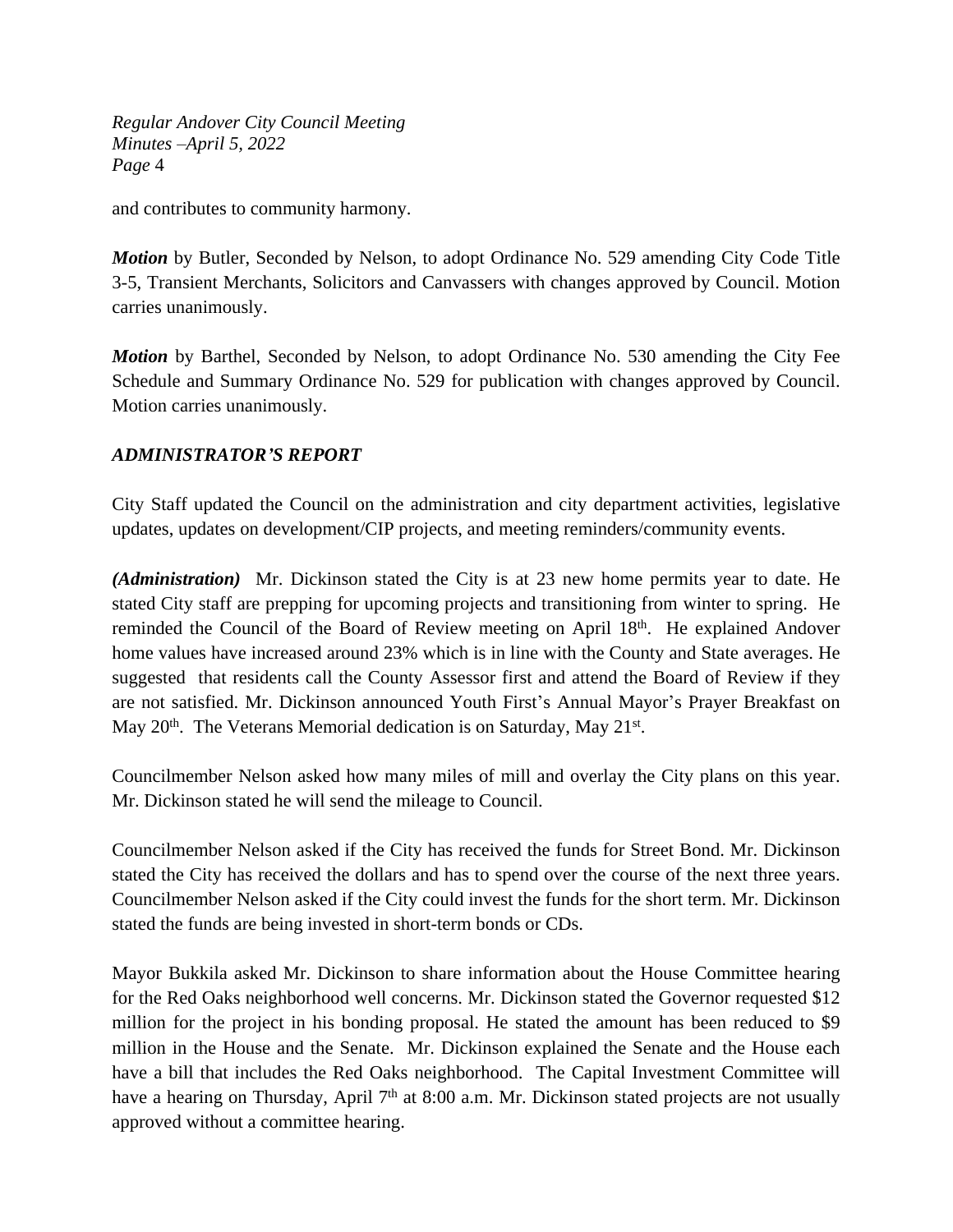and contributes to community harmony.

***Motion*** by Butler, Seconded by Nelson, to adopt Ordinance No. 529 amending City Code Title 3-5, Transient Merchants, Solicitors and Canvassers with changes approved by Council. Motion carries unanimously.

***Motion*** by Barthel, Seconded by Nelson, to adopt Ordinance No. 530 amending the City Fee Schedule and Summary Ordinance No. 529 for publication with changes approved by Council. Motion carries unanimously.

## *ADMINISTRATOR'S REPORT*

City Staff updated the Council on the administration and city department activities, legislative updates, updates on development/CIP projects, and meeting reminders/community events.

***(Administration)*** Mr. Dickinson stated the City is at 23 new home permits year to date. He stated City staff are prepping for upcoming projects and transitioning from winter to spring. He reminded the Council of the Board of Review meeting on April 18th. He explained Andover home values have increased around 23% which is in line with the County and State averages. He suggested that residents call the County Assessor first and attend the Board of Review if they are not satisfied. Mr. Dickinson announced Youth First's Annual Mayor's Prayer Breakfast on May 20th. The Veterans Memorial dedication is on Saturday, May 21st.

Councilmember Nelson asked how many miles of mill and overlay the City plans on this year. Mr. Dickinson stated he will send the mileage to Council.

Councilmember Nelson asked if the City has received the funds for Street Bond. Mr. Dickinson stated the City has received the dollars and has to spend over the course of the next three years. Councilmember Nelson asked if the City could invest the funds for the short term. Mr. Dickinson stated the funds are being invested in short-term bonds or CDs.

Mayor Bukkila asked Mr. Dickinson to share information about the House Committee hearing for the Red Oaks neighborhood well concerns. Mr. Dickinson stated the Governor requested $12 million for the project in his bonding proposal. He stated the amount has been reduced to $9 million in the House and the Senate. Mr. Dickinson explained the Senate and the House each have a bill that includes the Red Oaks neighborhood. The Capital Investment Committee will have a hearing on Thursday, April 7th at 8:00 a.m. Mr. Dickinson stated projects are not usually approved without a committee hearing.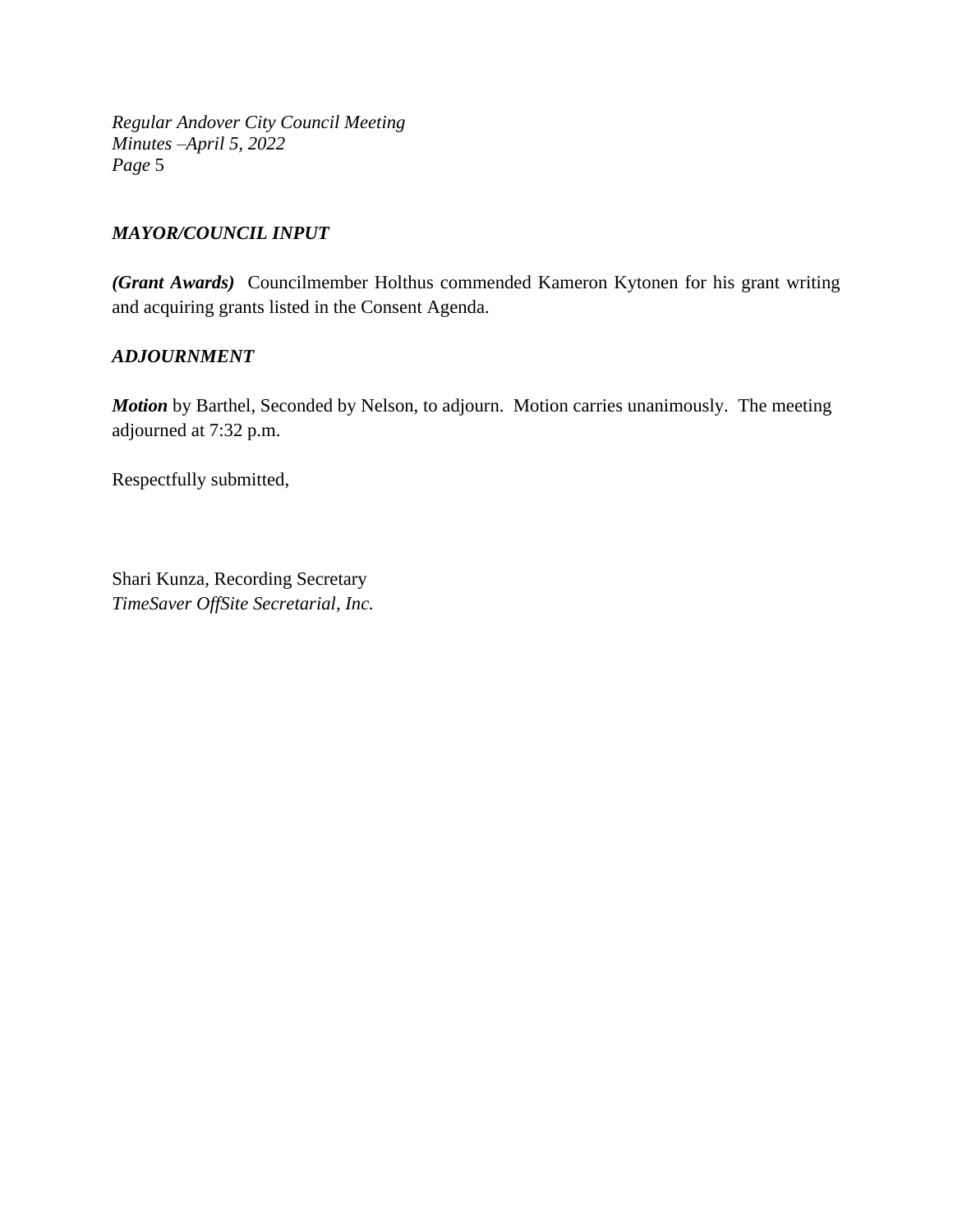## *MAYOR/COUNCIL INPUT*

***(Grant Awards)*** Councilmember Holthus commended Kameron Kytonen for his grant writing and acquiring grants listed in the Consent Agenda.

## *ADJOURNMENT*

***Motion*** by Barthel, Seconded by Nelson, to adjourn. Motion carries unanimously. The meeting adjourned at 7:32 p.m.

Respectfully submitted,

Shari Kunza, Recording Secretary
*TimeSaver OffSite Secretarial, Inc.*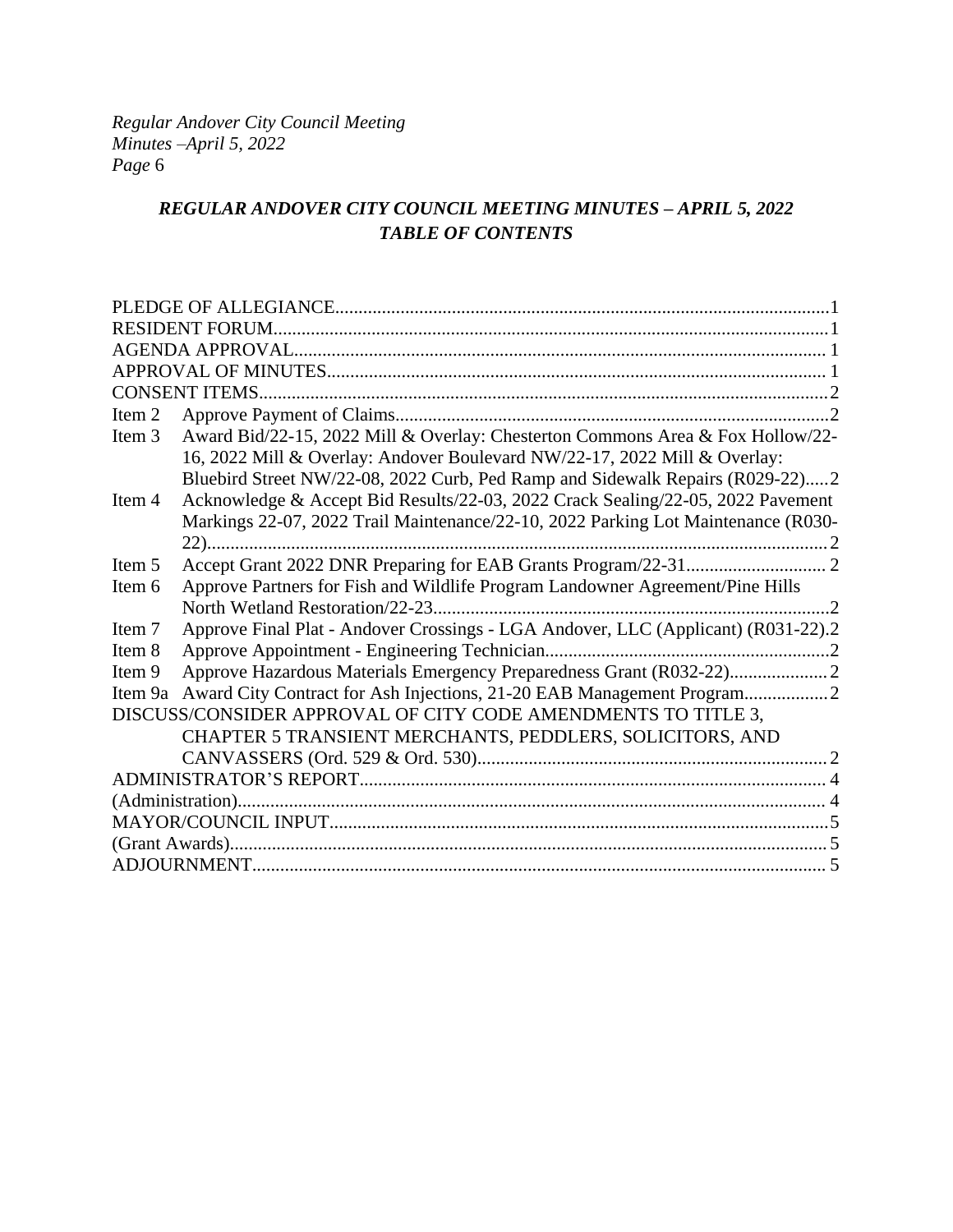## REGULAR ANDOVER CITY COUNCIL MEETING MINUTES – APRIL 5, 2022
## TABLE OF CONTENTS

| | | |
|---|---|---|
| PLEDGE OF ALLEGIANCE | | 1 |
| RESIDENT FORUM | | 1 |
| AGENDA APPROVAL | | 1 |
| APPROVAL OF MINUTES | | 1 |
| CONSENT ITEMS | | 2 |
| Item 2 | Approve Payment of Claims | 2 |
| Item 3 | Award Bid/22-15, 2022 Mill & Overlay: Chesterton Commons Area & Fox Hollow/22-16, 2022 Mill & Overlay: Andover Boulevard NW/22-17, 2022 Mill & Overlay: Bluebird Street NW/22-08, 2022 Curb, Ped Ramp and Sidewalk Repairs (R029-22) | 2 |
| Item 4 | Acknowledge & Accept Bid Results/22-03, 2022 Crack Sealing/22-05, 2022 Pavement Markings 22-07, 2022 Trail Maintenance/22-10, 2022 Parking Lot Maintenance (R030-22) | 2 |
| Item 5 | Accept Grant 2022 DNR Preparing for EAB Grants Program/22-31 | 2 |
| Item 6 | Approve Partners for Fish and Wildlife Program Landowner Agreement/Pine Hills North Wetland Restoration/22-23 | 2 |
| Item 7 | Approve Final Plat - Andover Crossings - LGA Andover, LLC (Applicant) (R031-22) | 2 |
| Item 8 | Approve Appointment - Engineering Technician | 2 |
| Item 9 | Approve Hazardous Materials Emergency Preparedness Grant (R032-22) | 2 |
| Item 9a | Award City Contract for Ash Injections, 21-20 EAB Management Program | 2 |
| DISCUSS/CONSIDER APPROVAL OF CITY CODE AMENDMENTS TO TITLE 3, CHAPTER 5 TRANSIENT MERCHANTS, PEDDLERS, SOLICITORS, AND CANVASSERS (Ord. 529 & Ord. 530) | | 2 |
| ADMINISTRATOR'S REPORT | | 4 |
| (Administration) | | 4 |
| MAYOR/COUNCIL INPUT | | 5 |
| (Grant Awards) | | 5 |
| ADJOURNMENT | | 5 |